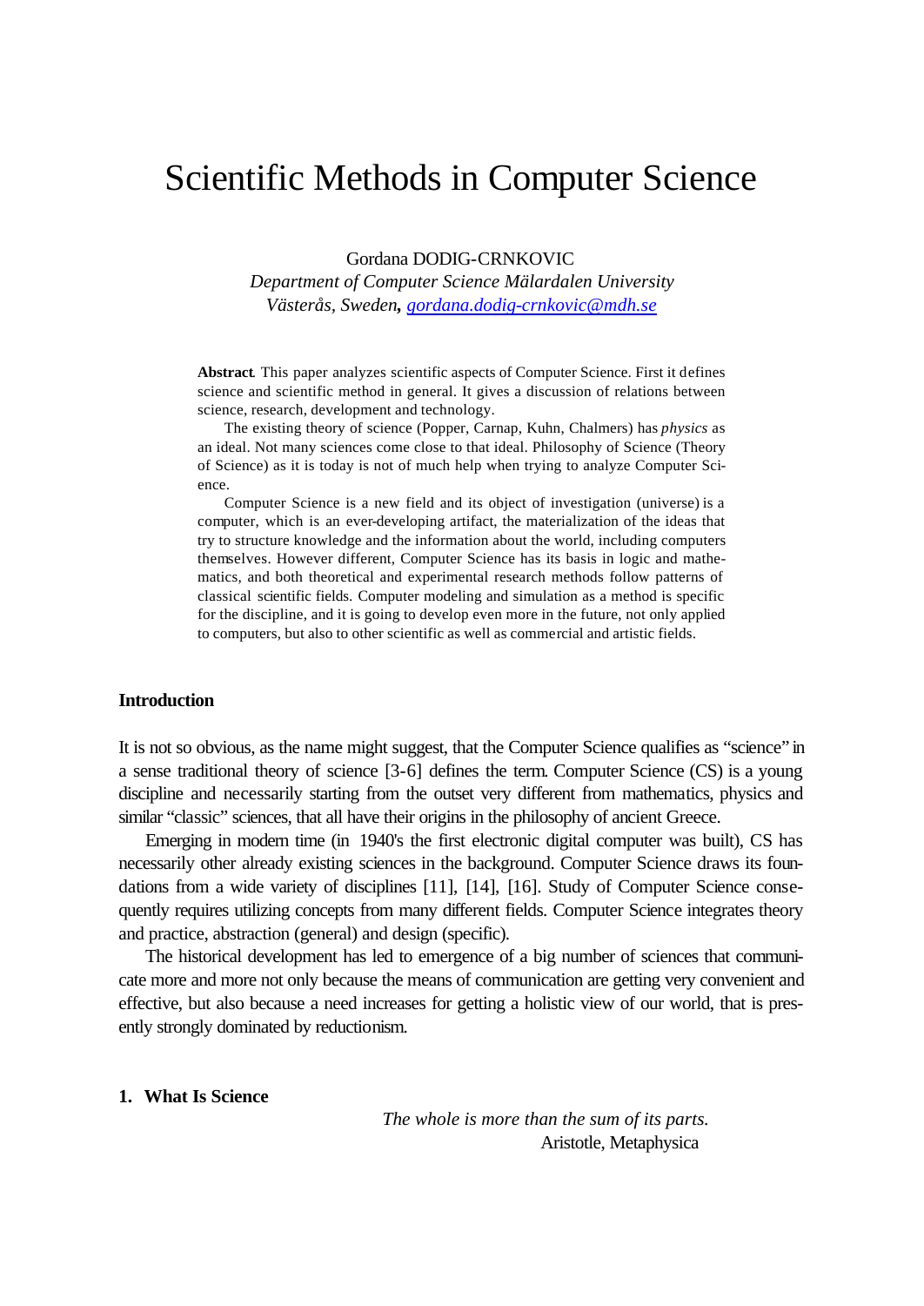# Scientific Methods in Computer Science

Gordana DODIG-CRNKOVIC
*Department of Computer Science Mälardalen University*
*Västerås, Sweden, [gordana.dodig-crnkovic@mdh.se](mailto:gordana.dodig-crnkovic@mdh.se)*

**Abstract**. This paper analyzes scientific aspects of Computer Science. First it defines science and scientific method in general. It gives a discussion of relations between science, research, development and technology.

The existing theory of science (Popper, Carnap, Kuhn, Chalmers) has *physics* as an ideal. Not many sciences come close to that ideal. Philosophy of Science (Theory of Science) as it is today is not of much help when trying to analyze Computer Science.

Computer Science is a new field and its object of investigation (universe) is a computer, which is an ever-developing artifact, the materialization of the ideas that try to structure knowledge and the information about the world, including computers themselves. However different, Computer Science has its basis in logic and mathematics, and both theoretical and experimental research methods follow patterns of classical scientific fields. Computer modeling and simulation as a method is specific for the discipline, and it is going to develop even more in the future, not only applied to computers, but also to other scientific as well as commercial and artistic fields.

## Introduction

It is not so obvious, as the name might suggest, that the Computer Science qualifies as "science" in a sense traditional theory of science [3-6] defines the term. Computer Science (CS) is a young discipline and necessarily starting from the outset very different from mathematics, physics and similar "classic" sciences, that all have their origins in the philosophy of ancient Greece.

Emerging in modern time (in 1940's the first electronic digital computer was built), CS has necessarily other already existing sciences in the background. Computer Science draws its foundations from a wide variety of disciplines [11], [14], [16]. Study of Computer Science consequently requires utilizing concepts from many different fields. Computer Science integrates theory and practice, abstraction (general) and design (specific).

The historical development has led to emergence of a big number of sciences that communicate more and more not only because the means of communication are getting very convenient and effective, but also because a need increases for getting a holistic view of our world, that is presently strongly dominated by reductionism.

## 1. What Is Science

*The whole is more than the sum of its parts.*
Aristotle, Metaphysica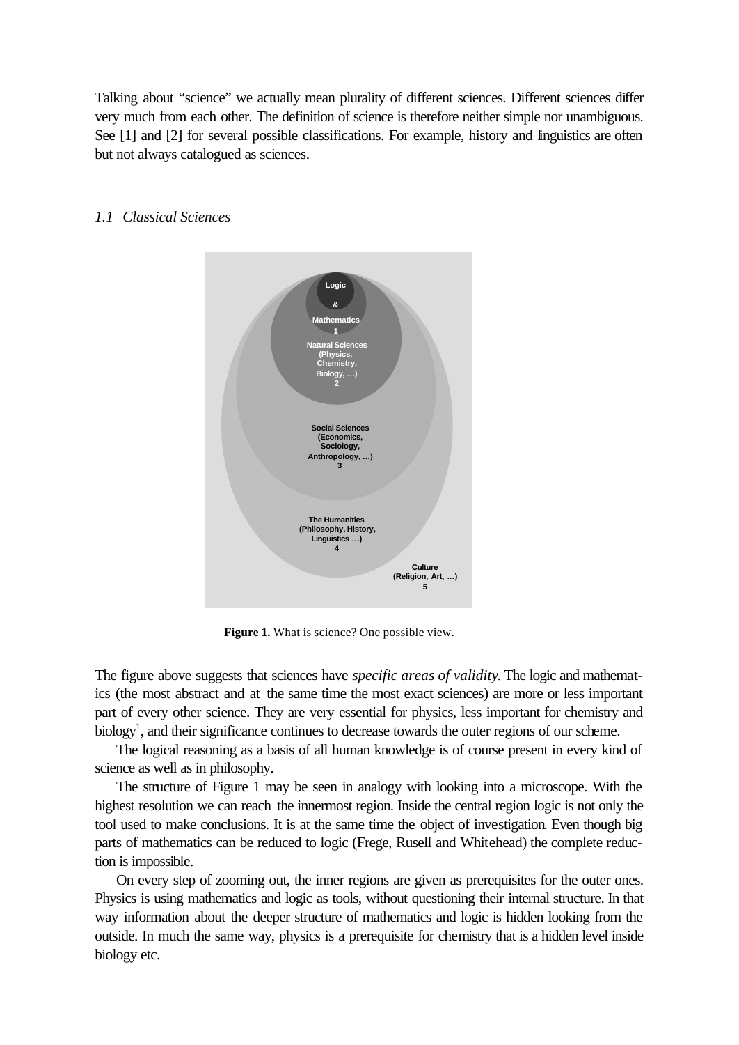Talking about "science" we actually mean plurality of different sciences. Different sciences differ very much from each other. The definition of science is therefore neither simple nor unambiguous. See [1] and [2] for several possible classifications. For example, history and linguistics are often but not always catalogued as sciences.

### 1.1 Classical Sciences

Logic & Mathematics 1

Natural Sciences (Physics, Chemistry, Biology, …) 2

Social Sciences (Economics, Sociology, Anthropology, …) 3

The Humanities (Philosophy, History, Linguistics …) 4

Culture (Religion, Art, …) 5

**Figure 1.** What is science? One possible view.

The figure above suggests that sciences have *specific areas of validity*. The logic and mathematics (the most abstract and at the same time the most exact sciences) are more or less important part of every other science. They are very essential for physics, less important for chemistry and biology[1], and their significance continues to decrease towards the outer regions of our scheme.

The logical reasoning as a basis of all human knowledge is of course present in every kind of science as well as in philosophy.

The structure of Figure 1 may be seen in analogy with looking into a microscope. With the highest resolution we can reach the innermost region. Inside the central region logic is not only the tool used to make conclusions. It is at the same time the object of investigation. Even though big parts of mathematics can be reduced to logic (Frege, Rusell and Whitehead) the complete reduction is impossible.

On every step of zooming out, the inner regions are given as prerequisites for the outer ones. Physics is using mathematics and logic as tools, without questioning their internal structure. In that way information about the deeper structure of mathematics and logic is hidden looking from the outside. In much the same way, physics is a prerequisite for chemistry that is a hidden level inside biology etc.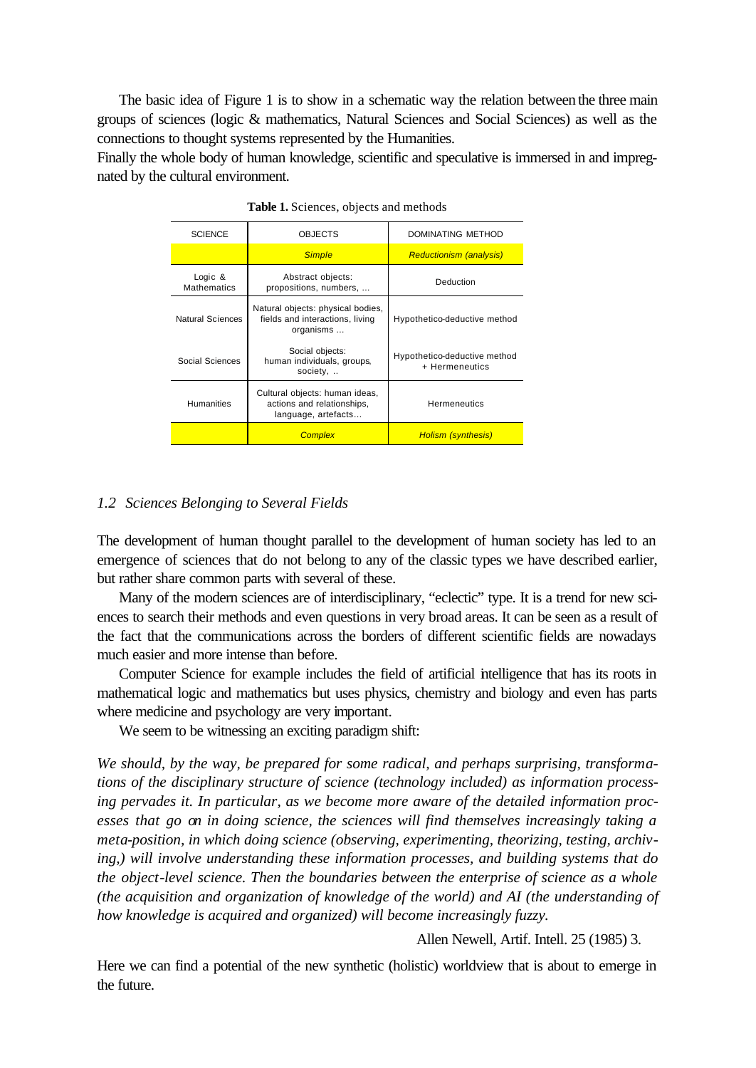The basic idea of Figure 1 is to show in a schematic way the relation between the three main groups of sciences (logic & mathematics, Natural Sciences and Social Sciences) as well as the connections to thought systems represented by the Humanities.

Finally the whole body of human knowledge, scientific and speculative is immersed in and impregnated by the cultural environment.

**Table 1.** Sciences, objects and methods

| SCIENCE | OBJECTS | DOMINATING METHOD |
|---|---|---|
| | *Simple* | *Reductionism (analysis)* |
| Logic & Mathematics | Abstract objects: propositions, numbers, ... | Deduction |
| Natural Sciences | Natural objects: physical bodies, fields and interactions, living organisms ... | Hypothetico-deductive method |
| Social Sciences | Social objects: human individuals, groups, society, .. | Hypothetico-deductive method + Hermeneutics |
| Humanities | Cultural objects: human ideas, actions and relationships, language, artefacts… | Hermeneutics |
| | *Complex* | *Holism (synthesis)* |

### *1.2 Sciences Belonging to Several Fields*

The development of human thought parallel to the development of human society has led to an emergence of sciences that do not belong to any of the classic types we have described earlier, but rather share common parts with several of these.

Many of the modern sciences are of interdisciplinary, "eclectic" type. It is a trend for new sciences to search their methods and even questions in very broad areas. It can be seen as a result of the fact that the communications across the borders of different scientific fields are nowadays much easier and more intense than before.

Computer Science for example includes the field of artificial intelligence that has its roots in mathematical logic and mathematics but uses physics, chemistry and biology and even has parts where medicine and psychology are very important.

We seem to be witnessing an exciting paradigm shift:

*We should, by the way, be prepared for some radical, and perhaps surprising, transformations of the disciplinary structure of science (technology included) as information processing pervades it. In particular, as we become more aware of the detailed information processes that go on in doing science, the sciences will find themselves increasingly taking a meta-position, in which doing science (observing, experimenting, theorizing, testing, archiving,) will involve understanding these information processes, and building systems that do the object-level science. Then the boundaries between the enterprise of science as a whole (the acquisition and organization of knowledge of the world) and AI (the understanding of how knowledge is acquired and organized) will become increasingly fuzzy.*

Allen Newell, Artif. Intell. 25 (1985) 3.

Here we can find a potential of the new synthetic (holistic) worldview that is about to emerge in the future.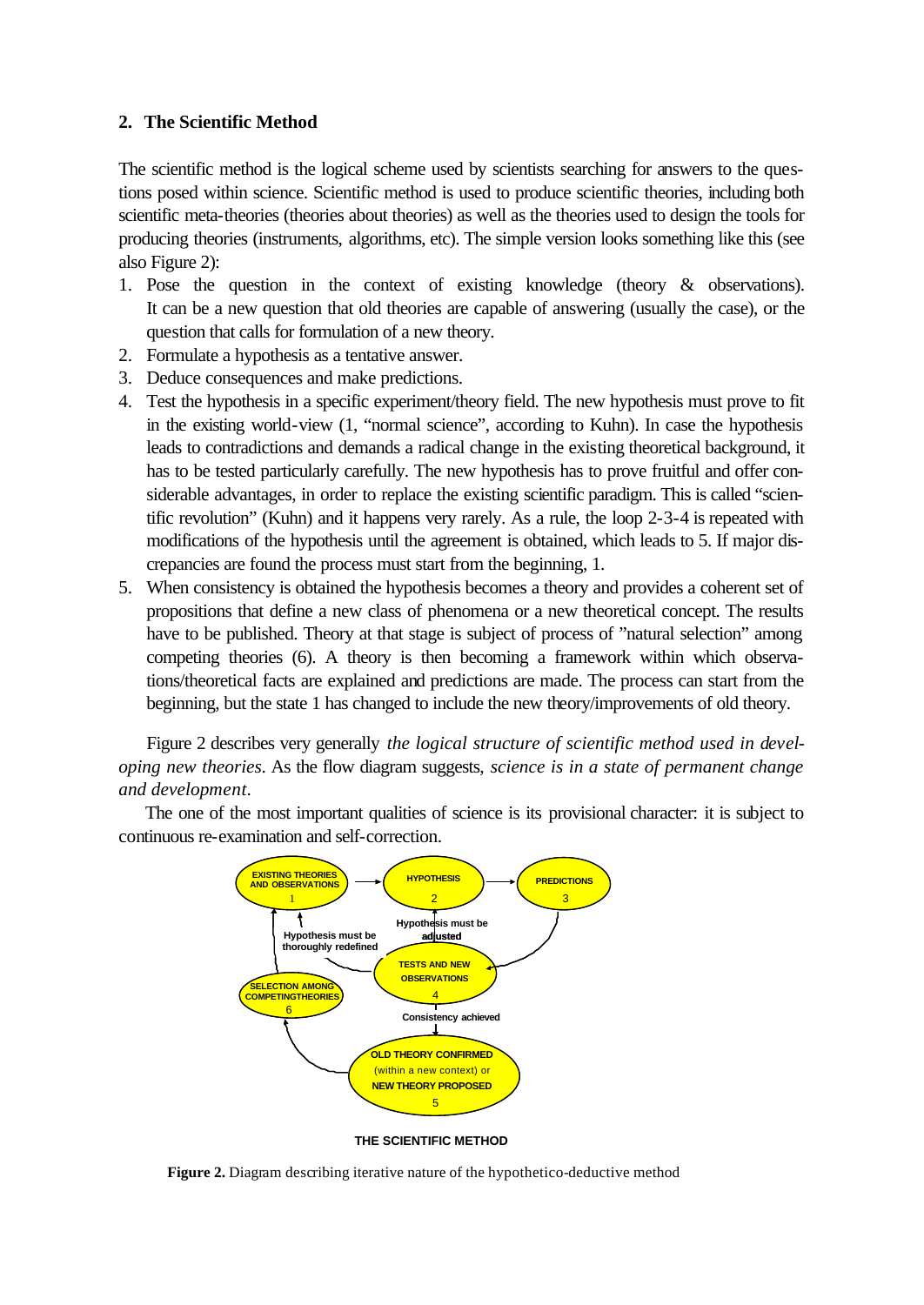## 2. The Scientific Method

The scientific method is the logical scheme used by scientists searching for answers to the questions posed within science. Scientific method is used to produce scientific theories, including both scientific meta-theories (theories about theories) as well as the theories used to design the tools for producing theories (instruments, algorithms, etc). The simple version looks something like this (see also Figure 2):

1. Pose the question in the context of existing knowledge (theory & observations). It can be a new question that old theories are capable of answering (usually the case), or the question that calls for formulation of a new theory.
2. Formulate a hypothesis as a tentative answer.
3. Deduce consequences and make predictions.
4. Test the hypothesis in a specific experiment/theory field. The new hypothesis must prove to fit in the existing world-view (1, "normal science", according to Kuhn). In case the hypothesis leads to contradictions and demands a radical change in the existing theoretical background, it has to be tested particularly carefully. The new hypothesis has to prove fruitful and offer considerable advantages, in order to replace the existing scientific paradigm. This is called "scientific revolution" (Kuhn) and it happens very rarely. As a rule, the loop 2-3-4 is repeated with modifications of the hypothesis until the agreement is obtained, which leads to 5. If major discrepancies are found the process must start from the beginning, 1.
5. When consistency is obtained the hypothesis becomes a theory and provides a coherent set of propositions that define a new class of phenomena or a new theoretical concept. The results have to be published. Theory at that stage is subject of process of "natural selection" among competing theories (6). A theory is then becoming a framework within which observations/theoretical facts are explained and predictions are made. The process can start from the beginning, but the state 1 has changed to include the new theory/improvements of old theory.

Figure 2 describes very generally *the logical structure of scientific method used in developing new theories*. As the flow diagram suggests, *science is in a state of permanent change and development*.

The one of the most important qualities of science is its provisional character: it is subject to continuous re-examination and self-correction.

EXISTING THEORIES AND OBSERVATIONS 1 → HYPOTHESIS 2 → PREDICTIONS 3 → TESTS AND NEW OBSERVATIONS 4

Hypothesis must be adjusted (4 → 2)

Hypothesis must be thoroughly redefined (4 → 1)

Consistency achieved (4 → 5)

OLD THEORY CONFIRMED (within a new context) or NEW THEORY PROPOSED 5 → SELECTION AMONG COMPETING THEORIES 6 → 1

THE SCIENTIFIC METHOD

**Figure 2.** Diagram describing iterative nature of the hypothetico-deductive method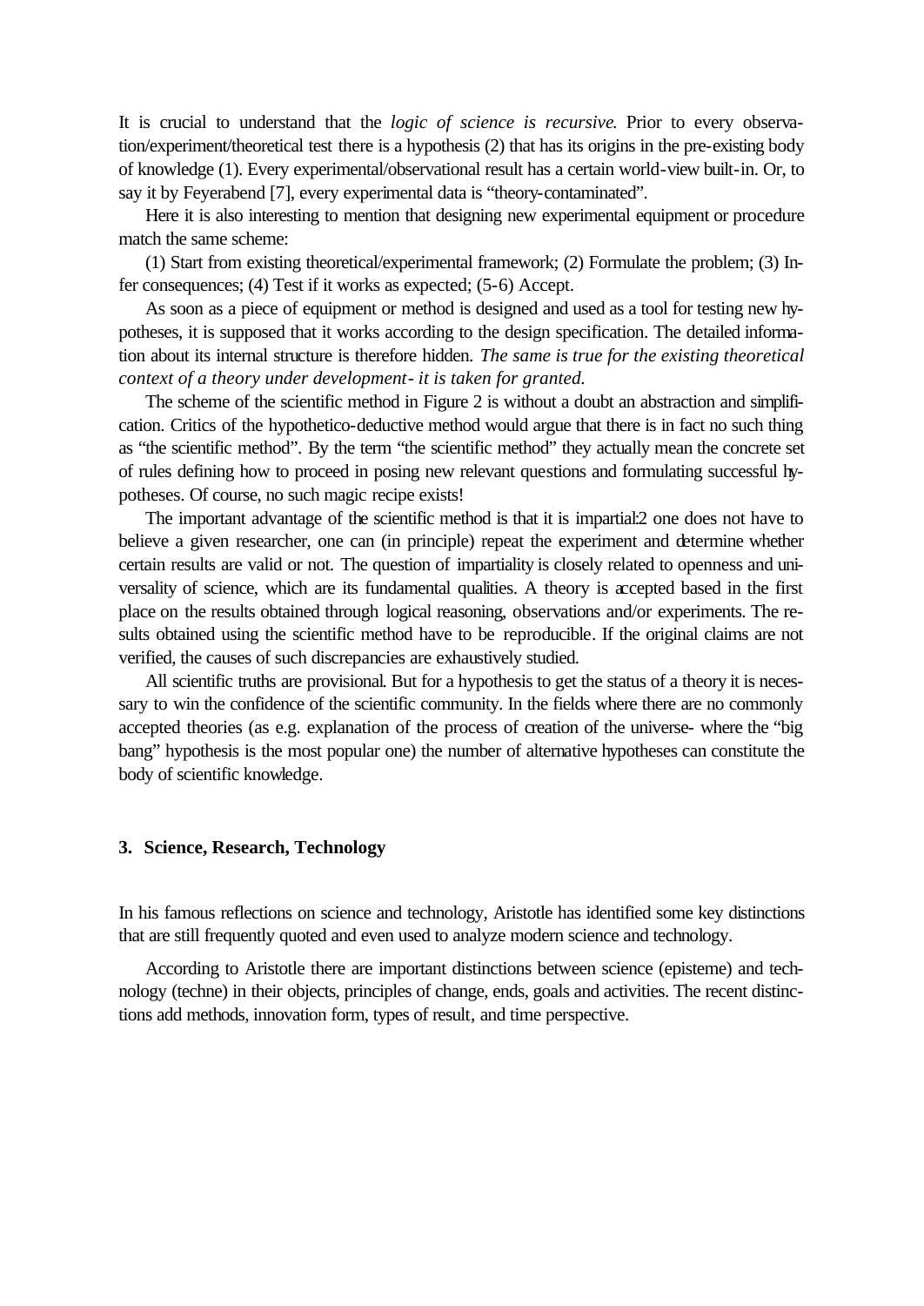It is crucial to understand that the *logic of science is recursive*. Prior to every observation/experiment/theoretical test there is a hypothesis (2) that has its origins in the pre-existing body of knowledge (1). Every experimental/observational result has a certain world-view built-in. Or, to say it by Feyerabend [7], every experimental data is "theory-contaminated".

Here it is also interesting to mention that designing new experimental equipment or procedure match the same scheme:

(1) Start from existing theoretical/experimental framework; (2) Formulate the problem; (3) Infer consequences; (4) Test if it works as expected; (5-6) Accept.

As soon as a piece of equipment or method is designed and used as a tool for testing new hypotheses, it is supposed that it works according to the design specification. The detailed information about its internal structure is therefore hidden. *The same is true for the existing theoretical context of a theory under development- it is taken for granted.*

The scheme of the scientific method in Figure 2 is without a doubt an abstraction and simplification. Critics of the hypothetico-deductive method would argue that there is in fact no such thing as "the scientific method". By the term "the scientific method" they actually mean the concrete set of rules defining how to proceed in posing new relevant questions and formulating successful hypotheses. Of course, no such magic recipe exists!

The important advantage of the scientific method is that it is impartial:2 one does not have to believe a given researcher, one can (in principle) repeat the experiment and determine whether certain results are valid or not. The question of impartiality is closely related to openness and universality of science, which are its fundamental qualities. A theory is accepted based in the first place on the results obtained through logical reasoning, observations and/or experiments. The results obtained using the scientific method have to be reproducible. If the original claims are not verified, the causes of such discrepancies are exhaustively studied.

All scientific truths are provisional. But for a hypothesis to get the status of a theory it is necessary to win the confidence of the scientific community. In the fields where there are no commonly accepted theories (as e.g. explanation of the process of creation of the universe- where the "big bang" hypothesis is the most popular one) the number of alternative hypotheses can constitute the body of scientific knowledge.

## 3. Science, Research, Technology

In his famous reflections on science and technology, Aristotle has identified some key distinctions that are still frequently quoted and even used to analyze modern science and technology.

According to Aristotle there are important distinctions between science (episteme) and technology (techne) in their objects, principles of change, ends, goals and activities. The recent distinctions add methods, innovation form, types of result, and time perspective.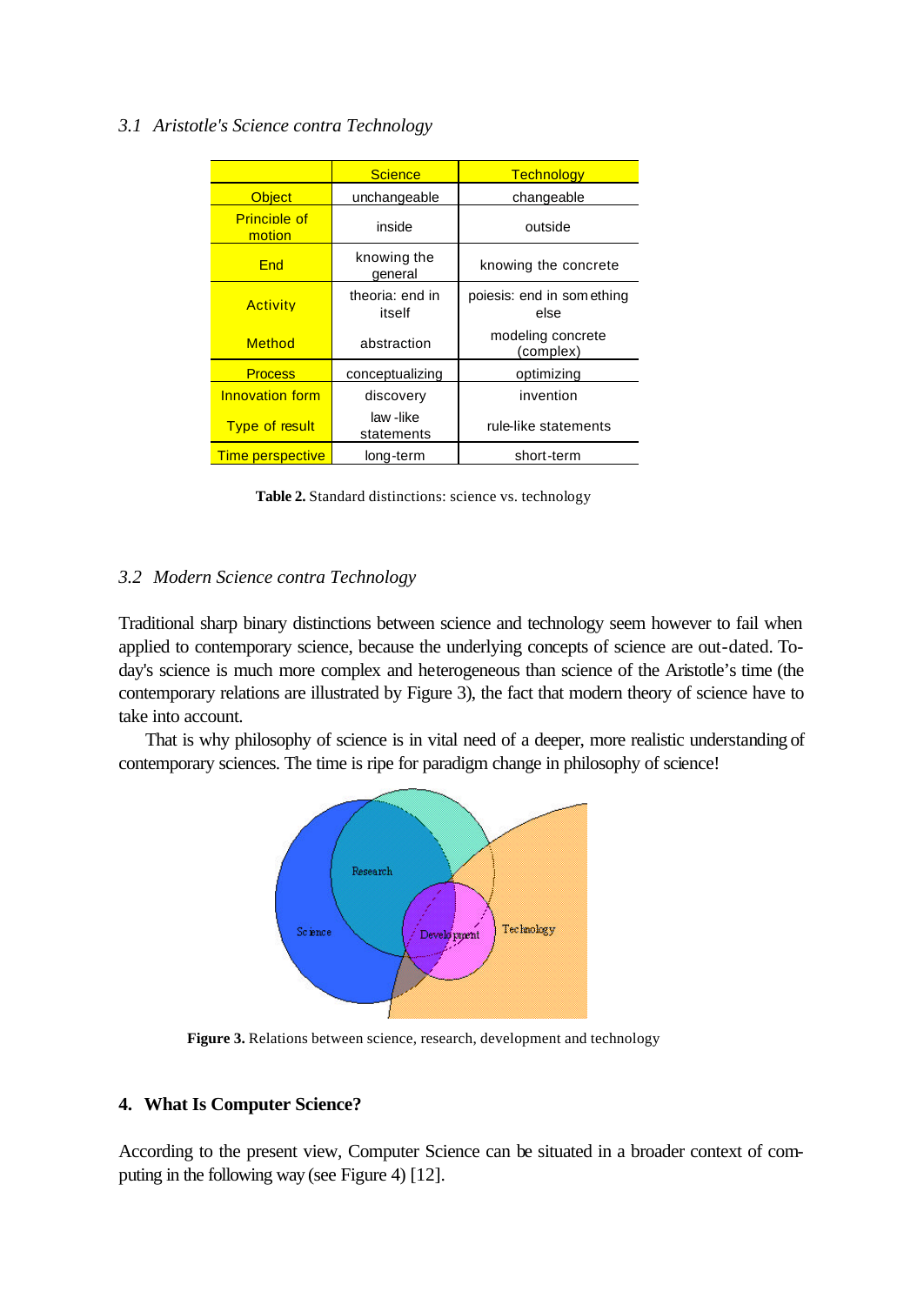*3.1 Aristotle's Science contra Technology*

| | Science | Technology |
|---|---|---|
| Object | unchangeable | changeable |
| Principle of motion | inside | outside |
| End | knowing the general | knowing the concrete |
| Activity | theoria: end in itself | poiesis: end in something else |
| Method | abstraction | modeling concrete (complex) |
| Process | conceptualizing | optimizing |
| Innovation form | discovery | invention |
| Type of result | law-like statements | rule-like statements |
| Time perspective | long-term | short-term |

**Table 2.** Standard distinctions: science vs. technology

*3.2 Modern Science contra Technology*

Traditional sharp binary distinctions between science and technology seem however to fail when applied to contemporary science, because the underlying concepts of science are out-dated. Today's science is much more complex and heterogeneous than science of the Aristotle's time (the contemporary relations are illustrated by Figure 3), the fact that modern theory of science have to take into account.

That is why philosophy of science is in vital need of a deeper, more realistic understanding of contemporary sciences. The time is ripe for paradigm change in philosophy of science!

**Figure 3.** Relations between science, research, development and technology

## 4. What Is Computer Science?

According to the present view, Computer Science can be situated in a broader context of computing in the following way (see Figure 4) [12].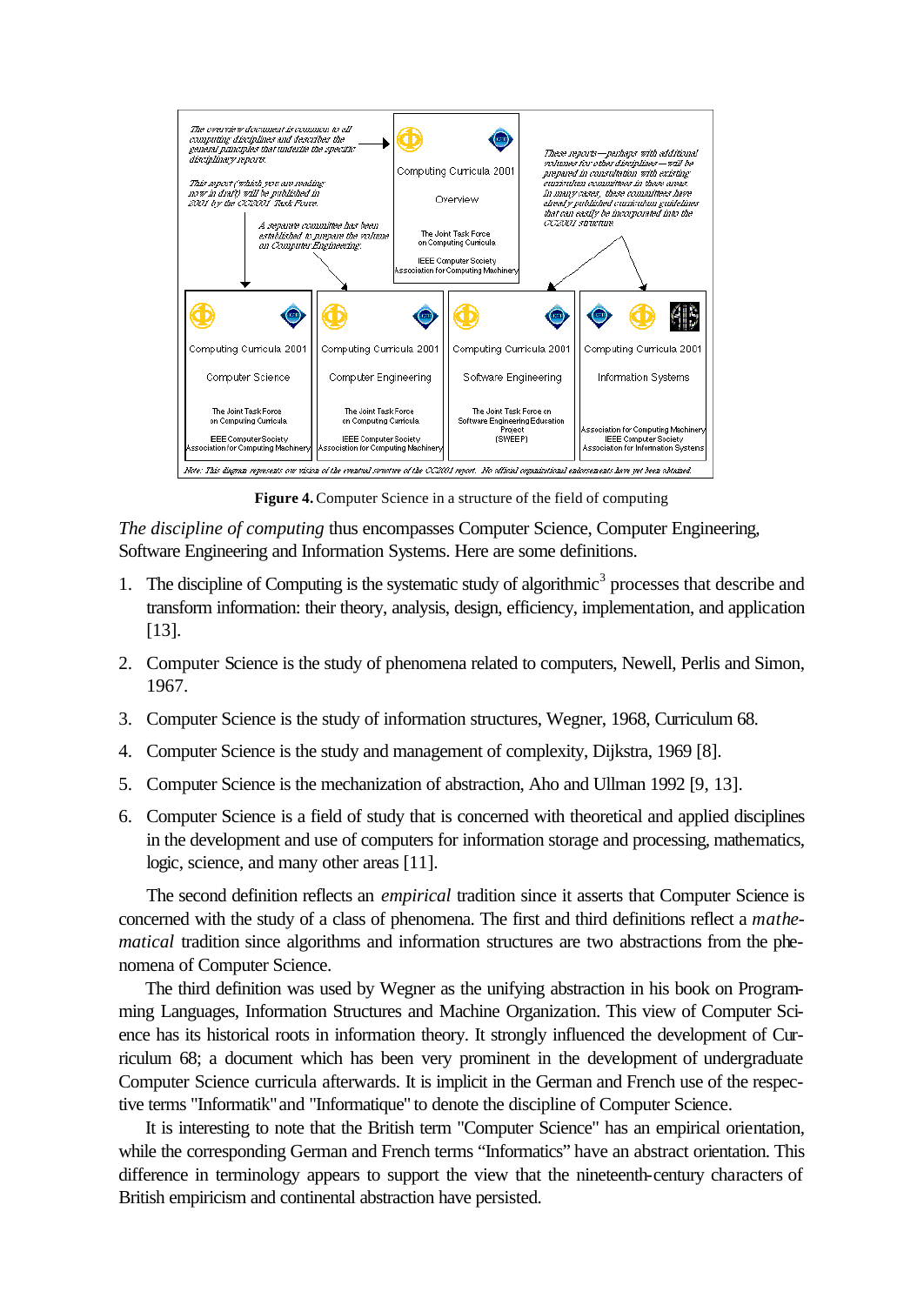**Figure 4.** Computer Science in a structure of the field of computing

*The discipline of computing* thus encompasses Computer Science, Computer Engineering, Software Engineering and Information Systems. Here are some definitions.

1. The discipline of Computing is the systematic study of algorithmic[3] processes that describe and transform information: their theory, analysis, design, efficiency, implementation, and application [13].

2. Computer Science is the study of phenomena related to computers, Newell, Perlis and Simon, 1967.

3. Computer Science is the study of information structures, Wegner, 1968, Curriculum 68.

4. Computer Science is the study and management of complexity, Dijkstra, 1969 [8].

5. Computer Science is the mechanization of abstraction, Aho and Ullman 1992 [9, 13].

6. Computer Science is a field of study that is concerned with theoretical and applied disciplines in the development and use of computers for information storage and processing, mathematics, logic, science, and many other areas [11].

The second definition reflects an *empirical* tradition since it asserts that Computer Science is concerned with the study of a class of phenomena. The first and third definitions reflect a *mathematical* tradition since algorithms and information structures are two abstractions from the phenomena of Computer Science.

The third definition was used by Wegner as the unifying abstraction in his book on Programming Languages, Information Structures and Machine Organization. This view of Computer Science has its historical roots in information theory. It strongly influenced the development of Curriculum 68; a document which has been very prominent in the development of undergraduate Computer Science curricula afterwards. It is implicit in the German and French use of the respective terms "Informatik" and "Informatique" to denote the discipline of Computer Science.

It is interesting to note that the British term "Computer Science" has an empirical orientation, while the corresponding German and French terms "Informatics" have an abstract orientation. This difference in terminology appears to support the view that the nineteenth-century characters of British empiricism and continental abstraction have persisted.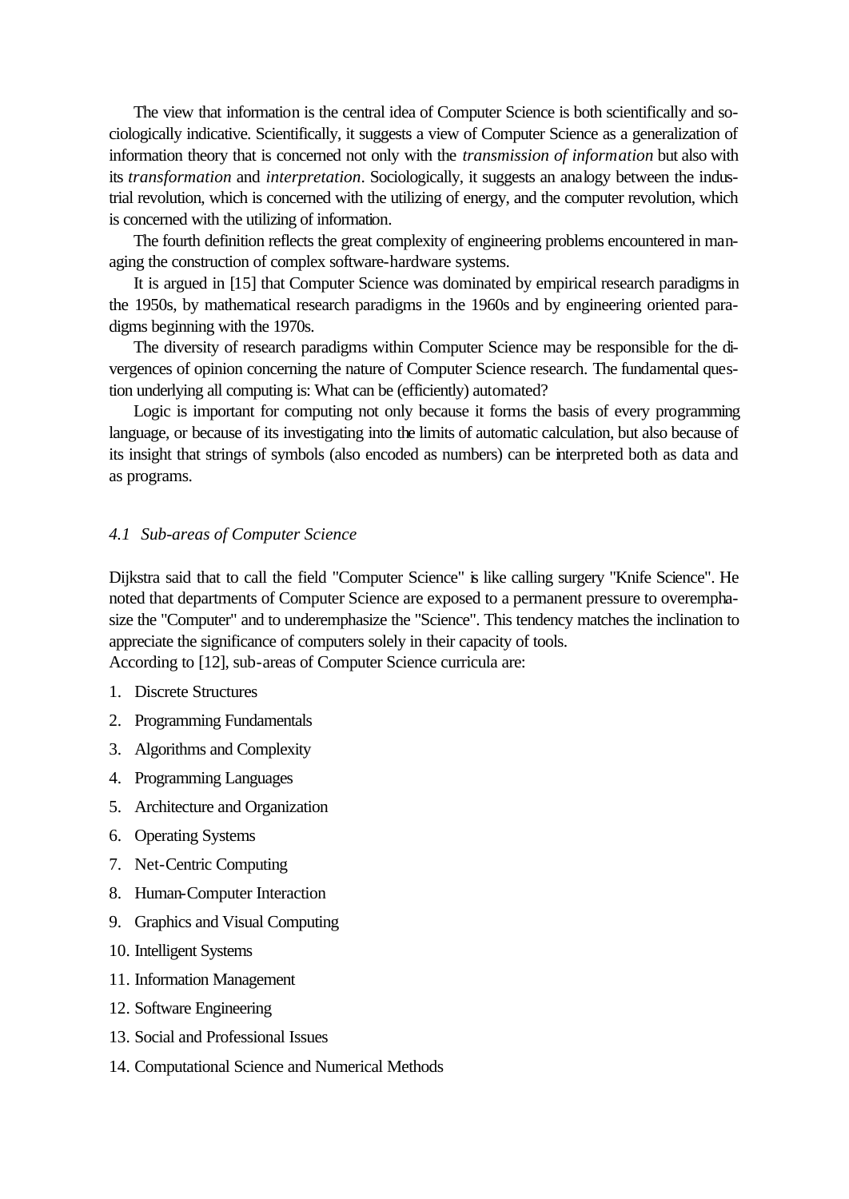The view that information is the central idea of Computer Science is both scientifically and sociologically indicative. Scientifically, it suggests a view of Computer Science as a generalization of information theory that is concerned not only with the *transmission of information* but also with its *transformation* and *interpretation*. Sociologically, it suggests an analogy between the industrial revolution, which is concerned with the utilizing of energy, and the computer revolution, which is concerned with the utilizing of information.

The fourth definition reflects the great complexity of engineering problems encountered in managing the construction of complex software-hardware systems.

It is argued in [15] that Computer Science was dominated by empirical research paradigms in the 1950s, by mathematical research paradigms in the 1960s and by engineering oriented paradigms beginning with the 1970s.

The diversity of research paradigms within Computer Science may be responsible for the divergences of opinion concerning the nature of Computer Science research. The fundamental question underlying all computing is: What can be (efficiently) automated?

Logic is important for computing not only because it forms the basis of every programming language, or because of its investigating into the limits of automatic calculation, but also because of its insight that strings of symbols (also encoded as numbers) can be interpreted both as data and as programs.

### *4.1 Sub-areas of Computer Science*

Dijkstra said that to call the field "Computer Science" is like calling surgery "Knife Science". He noted that departments of Computer Science are exposed to a permanent pressure to overemphasize the "Computer" and to underemphasize the "Science". This tendency matches the inclination to appreciate the significance of computers solely in their capacity of tools.
According to [12], sub-areas of Computer Science curricula are:

1. Discrete Structures
2. Programming Fundamentals
3. Algorithms and Complexity
4. Programming Languages
5. Architecture and Organization
6. Operating Systems
7. Net-Centric Computing
8. Human-Computer Interaction
9. Graphics and Visual Computing
10. Intelligent Systems
11. Information Management
12. Software Engineering
13. Social and Professional Issues
14. Computational Science and Numerical Methods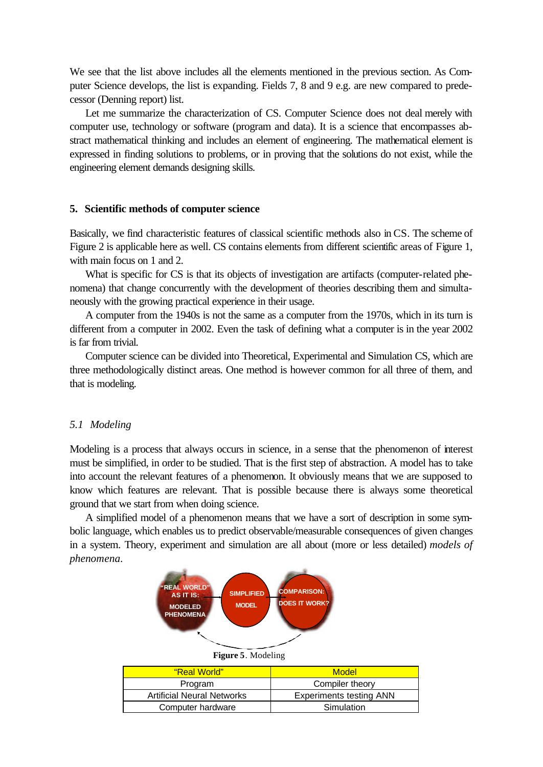We see that the list above includes all the elements mentioned in the previous section. As Computer Science develops, the list is expanding. Fields 7, 8 and 9 e.g. are new compared to predecessor (Denning report) list.

Let me summarize the characterization of CS. Computer Science does not deal merely with computer use, technology or software (program and data). It is a science that encompasses abstract mathematical thinking and includes an element of engineering. The mathematical element is expressed in finding solutions to problems, or in proving that the solutions do not exist, while the engineering element demands designing skills.

## 5. Scientific methods of computer science

Basically, we find characteristic features of classical scientific methods also in CS. The scheme of Figure 2 is applicable here as well. CS contains elements from different scientific areas of Figure 1, with main focus on 1 and 2.

What is specific for CS is that its objects of investigation are artifacts (computer-related phenomena) that change concurrently with the development of theories describing them and simultaneously with the growing practical experience in their usage.

A computer from the 1940s is not the same as a computer from the 1970s, which in its turn is different from a computer in 2002. Even the task of defining what a computer is in the year 2002 is far from trivial.

Computer science can be divided into Theoretical, Experimental and Simulation CS, which are three methodologically distinct areas. One method is however common for all three of them, and that is modeling.

### *5.1 Modeling*

Modeling is a process that always occurs in science, in a sense that the phenomenon of interest must be simplified, in order to be studied. That is the first step of abstraction. A model has to take into account the relevant features of a phenomenon. It obviously means that we are supposed to know which features are relevant. That is possible because there is always some theoretical ground that we start from when doing science.

A simplified model of a phenomenon means that we have a sort of description in some symbolic language, which enables us to predict observable/measurable consequences of given changes in a system. Theory, experiment and simulation are all about (more or less detailed) *models of phenomena*.

“REAL WORLD” AS IT IS: MODELED PHENOMENA → SIMPLIFIED MODEL → COMPARISON: DOES IT WORK?

**Figure 5**. Modeling

| “Real World” | Model |
| --- | --- |
| Program | Compiler theory |
| Artificial Neural Networks | Experiments testing ANN |
| Computer hardware | Simulation |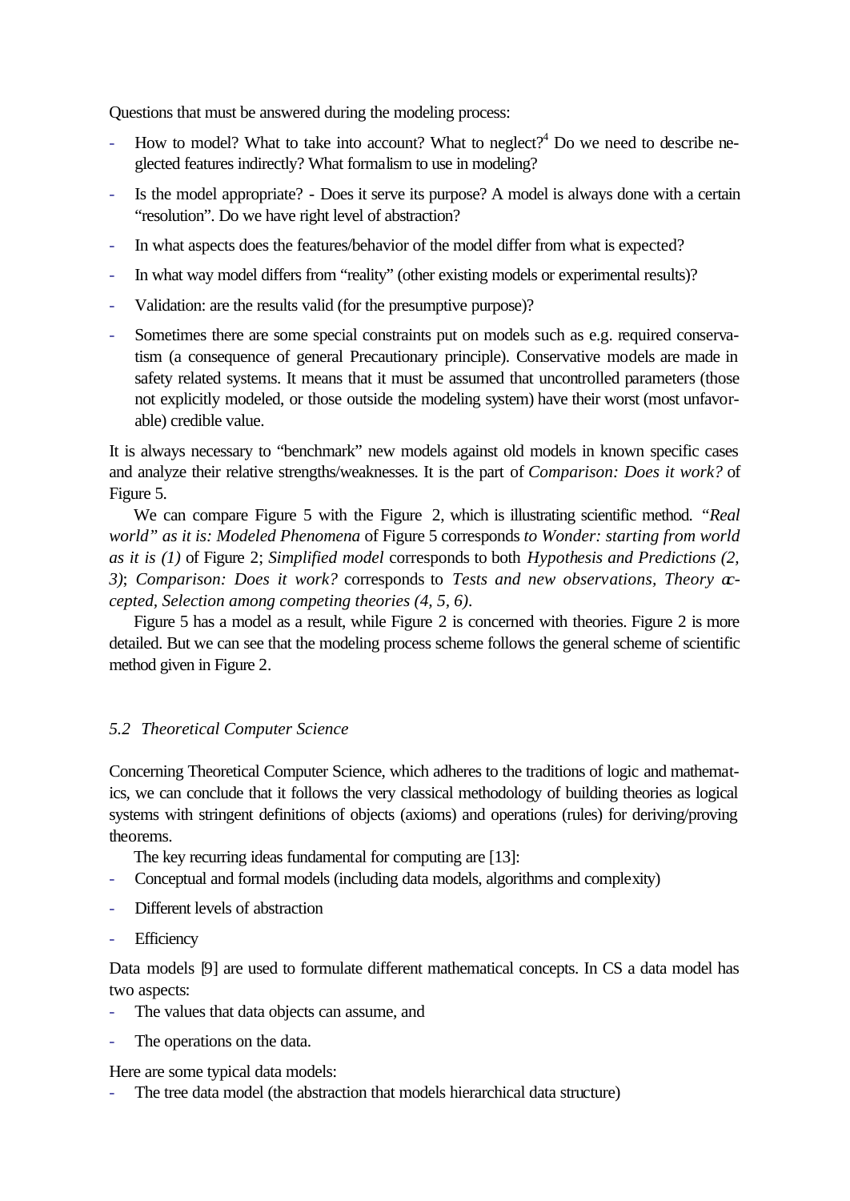Questions that must be answered during the modeling process:

- How to model? What to take into account? What to neglect?[4] Do we need to describe neglected features indirectly? What formalism to use in modeling?
- Is the model appropriate? - Does it serve its purpose? A model is always done with a certain "resolution". Do we have right level of abstraction?
- In what aspects does the features/behavior of the model differ from what is expected?
- In what way model differs from "reality" (other existing models or experimental results)?
- Validation: are the results valid (for the presumptive purpose)?
- Sometimes there are some special constraints put on models such as e.g. required conservatism (a consequence of general Precautionary principle). Conservative models are made in safety related systems. It means that it must be assumed that uncontrolled parameters (those not explicitly modeled, or those outside the modeling system) have their worst (most unfavorable) credible value.

It is always necessary to "benchmark" new models against old models in known specific cases and analyze their relative strengths/weaknesses. It is the part of *Comparison: Does it work?* of Figure 5.

We can compare Figure 5 with the Figure 2, which is illustrating scientific method. *"Real world" as it is: Modeled Phenomena* of Figure 5 corresponds *to Wonder: starting from world as it is (1)* of Figure 2; *Simplified model* corresponds to both *Hypothesis and Predictions (2, 3)*; *Comparison: Does it work?* corresponds to *Tests and new observations, Theory accepted, Selection among competing theories (4, 5, 6)*.

Figure 5 has a model as a result, while Figure 2 is concerned with theories. Figure 2 is more detailed. But we can see that the modeling process scheme follows the general scheme of scientific method given in Figure 2.

### *5.2 Theoretical Computer Science*

Concerning Theoretical Computer Science, which adheres to the traditions of logic and mathematics, we can conclude that it follows the very classical methodology of building theories as logical systems with stringent definitions of objects (axioms) and operations (rules) for deriving/proving theorems.

The key recurring ideas fundamental for computing are [13]:

- Conceptual and formal models (including data models, algorithms and complexity)
- Different levels of abstraction
- Efficiency

Data models [9] are used to formulate different mathematical concepts. In CS a data model has two aspects:

- The values that data objects can assume, and
- The operations on the data.

Here are some typical data models:

- The tree data model (the abstraction that models hierarchical data structure)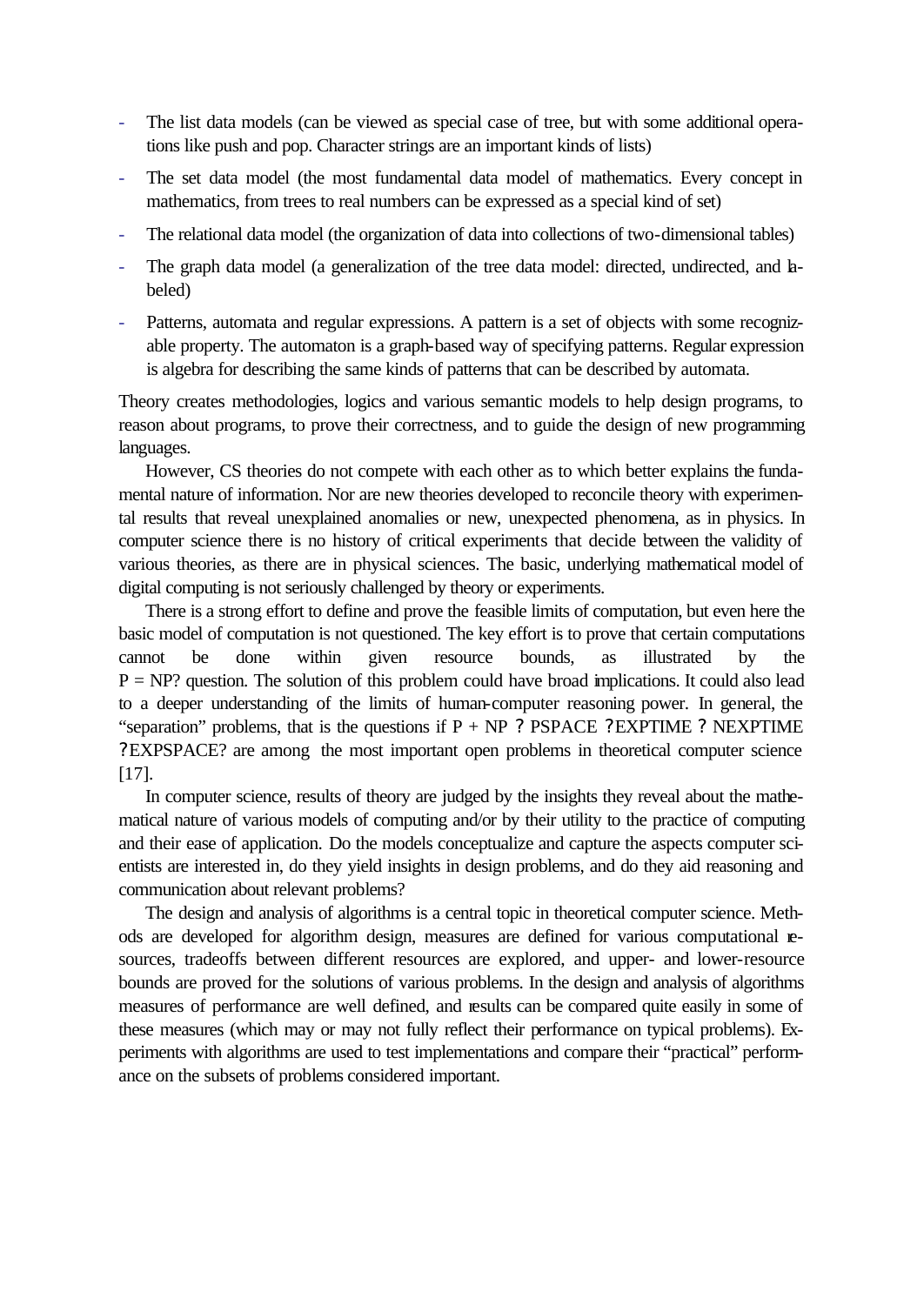- The list data models (can be viewed as special case of tree, but with some additional operations like push and pop. Character strings are an important kinds of lists)
- The set data model (the most fundamental data model of mathematics. Every concept in mathematics, from trees to real numbers can be expressed as a special kind of set)
- The relational data model (the organization of data into collections of two-dimensional tables)
- The graph data model (a generalization of the tree data model: directed, undirected, and labeled)
- Patterns, automata and regular expressions. A pattern is a set of objects with some recognizable property. The automaton is a graph-based way of specifying patterns. Regular expression is algebra for describing the same kinds of patterns that can be described by automata.

Theory creates methodologies, logics and various semantic models to help design programs, to reason about programs, to prove their correctness, and to guide the design of new programming languages.

However, CS theories do not compete with each other as to which better explains the fundamental nature of information. Nor are new theories developed to reconcile theory with experimental results that reveal unexplained anomalies or new, unexpected phenomena, as in physics. In computer science there is no history of critical experiments that decide between the validity of various theories, as there are in physical sciences. The basic, underlying mathematical model of digital computing is not seriously challenged by theory or experiments.

There is a strong effort to define and prove the feasible limits of computation, but even here the basic model of computation is not questioned. The key effort is to prove that certain computations cannot be done within given resource bounds, as illustrated by the P = NP? question. The solution of this problem could have broad implications. It could also lead to a deeper understanding of the limits of human-computer reasoning power. In general, the "separation" problems, that is the questions if P + NP ? PSPACE ? EXPTIME ? NEXPTIME ? EXPSPACE? are among the most important open problems in theoretical computer science [17].

In computer science, results of theory are judged by the insights they reveal about the mathematical nature of various models of computing and/or by their utility to the practice of computing and their ease of application. Do the models conceptualize and capture the aspects computer scientists are interested in, do they yield insights in design problems, and do they aid reasoning and communication about relevant problems?

The design and analysis of algorithms is a central topic in theoretical computer science. Methods are developed for algorithm design, measures are defined for various computational resources, tradeoffs between different resources are explored, and upper- and lower-resource bounds are proved for the solutions of various problems. In the design and analysis of algorithms measures of performance are well defined, and results can be compared quite easily in some of these measures (which may or may not fully reflect their performance on typical problems). Experiments with algorithms are used to test implementations and compare their "practical" performance on the subsets of problems considered important.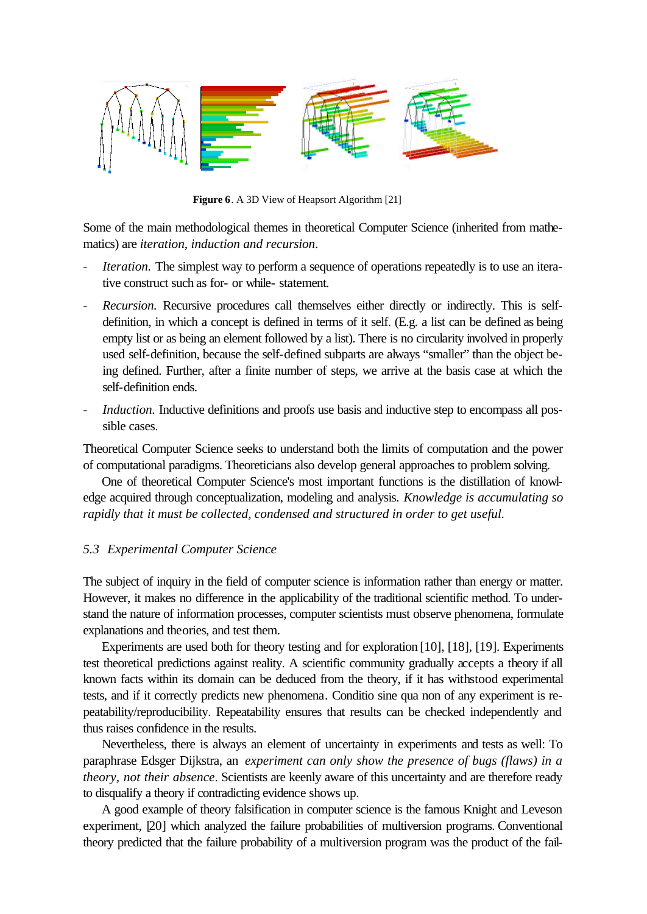**Figure 6**. A 3D View of Heapsort Algorithm [21]

Some of the main methodological themes in theoretical Computer Science (inherited from mathematics) are *iteration, induction and recursion*.

- *Iteration.* The simplest way to perform a sequence of operations repeatedly is to use an iterative construct such as for- or while- statement.
- *Recursion.* Recursive procedures call themselves either directly or indirectly. This is self-definition, in which a concept is defined in terms of it self. (E.g. a list can be defined as being empty list or as being an element followed by a list). There is no circularity involved in properly used self-definition, because the self-defined subparts are always "smaller" than the object being defined. Further, after a finite number of steps, we arrive at the basis case at which the self-definition ends.
- *Induction.* Inductive definitions and proofs use basis and inductive step to encompass all possible cases.

Theoretical Computer Science seeks to understand both the limits of computation and the power of computational paradigms. Theoreticians also develop general approaches to problem solving.

One of theoretical Computer Science's most important functions is the distillation of knowledge acquired through conceptualization, modeling and analysis. *Knowledge is accumulating so rapidly that it must be collected, condensed and structured in order to get useful.*

### *5.3 Experimental Computer Science*

The subject of inquiry in the field of computer science is information rather than energy or matter. However, it makes no difference in the applicability of the traditional scientific method. To understand the nature of information processes, computer scientists must observe phenomena, formulate explanations and theories, and test them.

Experiments are used both for theory testing and for exploration [10], [18], [19]. Experiments test theoretical predictions against reality. A scientific community gradually accepts a theory if all known facts within its domain can be deduced from the theory, if it has withstood experimental tests, and if it correctly predicts new phenomena. Conditio sine qua non of any experiment is repeatability/reproducibility. Repeatability ensures that results can be checked independently and thus raises confidence in the results.

Nevertheless, there is always an element of uncertainty in experiments and tests as well: To paraphrase Edsger Dijkstra, an *experiment can only show the presence of bugs (flaws) in a theory, not their absence*. Scientists are keenly aware of this uncertainty and are therefore ready to disqualify a theory if contradicting evidence shows up.

A good example of theory falsification in computer science is the famous Knight and Leveson experiment, [20] which analyzed the failure probabilities of multiversion programs. Conventional theory predicted that the failure probability of a multiversion program was the product of the fail-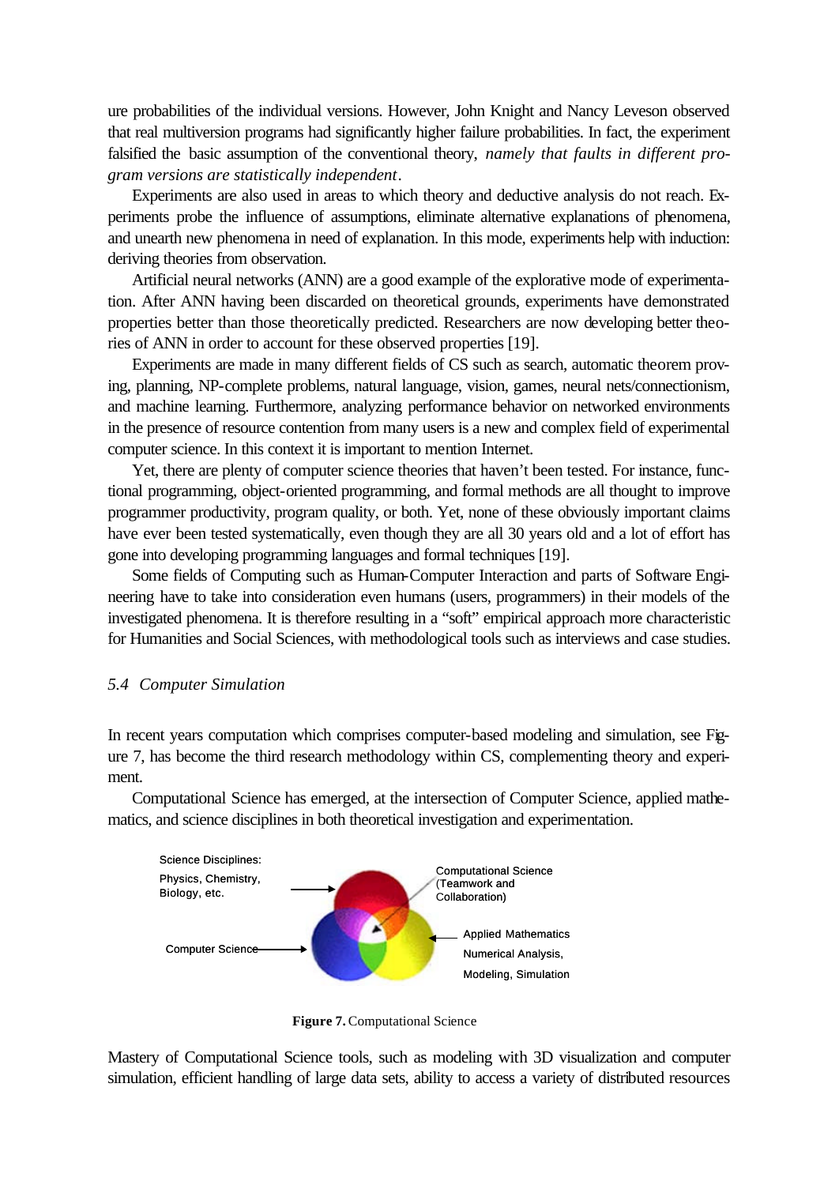ure probabilities of the individual versions. However, John Knight and Nancy Leveson observed that real multiversion programs had significantly higher failure probabilities. In fact, the experiment falsified the basic assumption of the conventional theory, *namely that faults in different program versions are statistically independent*.

Experiments are also used in areas to which theory and deductive analysis do not reach. Experiments probe the influence of assumptions, eliminate alternative explanations of phenomena, and unearth new phenomena in need of explanation. In this mode, experiments help with induction: deriving theories from observation.

Artificial neural networks (ANN) are a good example of the explorative mode of experimentation. After ANN having been discarded on theoretical grounds, experiments have demonstrated properties better than those theoretically predicted. Researchers are now developing better theories of ANN in order to account for these observed properties [19].

Experiments are made in many different fields of CS such as search, automatic theorem proving, planning, NP-complete problems, natural language, vision, games, neural nets/connectionism, and machine learning. Furthermore, analyzing performance behavior on networked environments in the presence of resource contention from many users is a new and complex field of experimental computer science. In this context it is important to mention Internet.

Yet, there are plenty of computer science theories that haven't been tested. For instance, functional programming, object-oriented programming, and formal methods are all thought to improve programmer productivity, program quality, or both. Yet, none of these obviously important claims have ever been tested systematically, even though they are all 30 years old and a lot of effort has gone into developing programming languages and formal techniques [19].

Some fields of Computing such as Human-Computer Interaction and parts of Software Engineering have to take into consideration even humans (users, programmers) in their models of the investigated phenomena. It is therefore resulting in a "soft" empirical approach more characteristic for Humanities and Social Sciences, with methodological tools such as interviews and case studies.

### *5.4 Computer Simulation*

In recent years computation which comprises computer-based modeling and simulation, see Figure 7, has become the third research methodology within CS, complementing theory and experiment.

Computational Science has emerged, at the intersection of Computer Science, applied mathematics, and science disciplines in both theoretical investigation and experimentation.

Science Disciplines: Physics, Chemistry, Biology, etc.

Computational Science (Teamwork and Collaboration)

Applied Mathematics Numerical Analysis, Modeling, Simulation

Computer Science

**Figure 7.** Computational Science

Mastery of Computational Science tools, such as modeling with 3D visualization and computer simulation, efficient handling of large data sets, ability to access a variety of distributed resources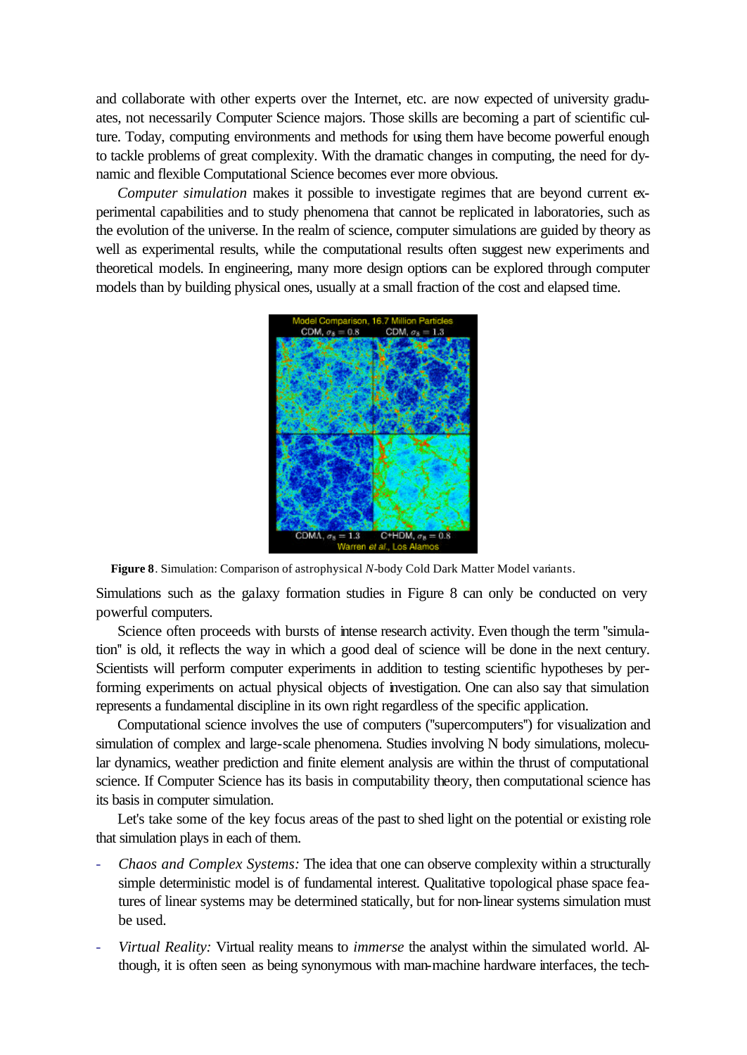and collaborate with other experts over the Internet, etc. are now expected of university graduates, not necessarily Computer Science majors. Those skills are becoming a part of scientific culture. Today, computing environments and methods for using them have become powerful enough to tackle problems of great complexity. With the dramatic changes in computing, the need for dynamic and flexible Computational Science becomes ever more obvious.

*Computer simulation* makes it possible to investigate regimes that are beyond current experimental capabilities and to study phenomena that cannot be replicated in laboratories, such as the evolution of the universe. In the realm of science, computer simulations are guided by theory as well as experimental results, while the computational results often suggest new experiments and theoretical models. In engineering, many more design options can be explored through computer models than by building physical ones, usually at a small fraction of the cost and elapsed time.

**Figure 8**. Simulation: Comparison of astrophysical *N*-body Cold Dark Matter Model variants.

Simulations such as the galaxy formation studies in Figure 8 can only be conducted on very powerful computers.

Science often proceeds with bursts of intense research activity. Even though the term "simulation" is old, it reflects the way in which a good deal of science will be done in the next century. Scientists will perform computer experiments in addition to testing scientific hypotheses by performing experiments on actual physical objects of investigation. One can also say that simulation represents a fundamental discipline in its own right regardless of the specific application.

Computational science involves the use of computers ("supercomputers") for visualization and simulation of complex and large-scale phenomena. Studies involving N body simulations, molecular dynamics, weather prediction and finite element analysis are within the thrust of computational science. If Computer Science has its basis in computability theory, then computational science has its basis in computer simulation.

Let's take some of the key focus areas of the past to shed light on the potential or existing role that simulation plays in each of them.

- *Chaos and Complex Systems:* The idea that one can observe complexity within a structurally simple deterministic model is of fundamental interest. Qualitative topological phase space features of linear systems may be determined statically, but for non-linear systems simulation must be used.
- *Virtual Reality:* Virtual reality means to *immerse* the analyst within the simulated world. Although, it is often seen as being synonymous with man-machine hardware interfaces, the tech-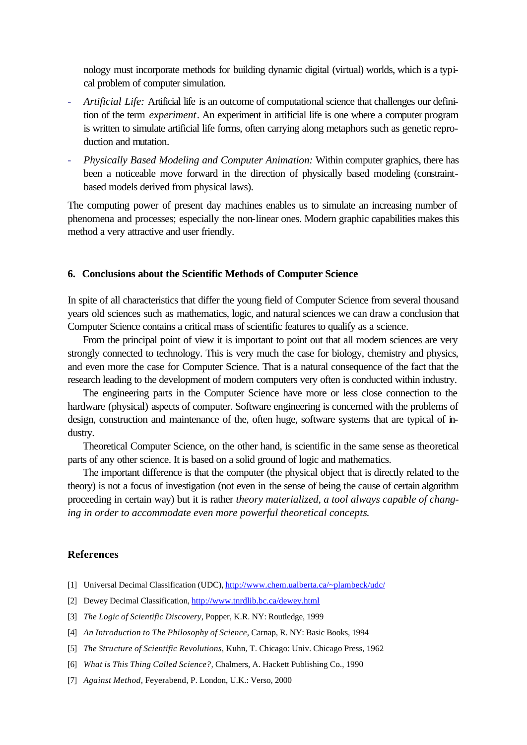nology must incorporate methods for building dynamic digital (virtual) worlds, which is a typical problem of computer simulation.

- *Artificial Life:* Artificial life is an outcome of computational science that challenges our definition of the term *experiment*. An experiment in artificial life is one where a computer program is written to simulate artificial life forms, often carrying along metaphors such as genetic reproduction and mutation.
- *Physically Based Modeling and Computer Animation:* Within computer graphics, there has been a noticeable move forward in the direction of physically based modeling (constraint-based models derived from physical laws).

The computing power of present day machines enables us to simulate an increasing number of phenomena and processes; especially the non-linear ones. Modern graphic capabilities makes this method a very attractive and user friendly.

## 6. Conclusions about the Scientific Methods of Computer Science

In spite of all characteristics that differ the young field of Computer Science from several thousand years old sciences such as mathematics, logic, and natural sciences we can draw a conclusion that Computer Science contains a critical mass of scientific features to qualify as a science.

From the principal point of view it is important to point out that all modern sciences are very strongly connected to technology. This is very much the case for biology, chemistry and physics, and even more the case for Computer Science. That is a natural consequence of the fact that the research leading to the development of modern computers very often is conducted within industry.

The engineering parts in the Computer Science have more or less close connection to the hardware (physical) aspects of computer. Software engineering is concerned with the problems of design, construction and maintenance of the, often huge, software systems that are typical of industry.

Theoretical Computer Science, on the other hand, is scientific in the same sense as theoretical parts of any other science. It is based on a solid ground of logic and mathematics.

The important difference is that the computer (the physical object that is directly related to the theory) is not a focus of investigation (not even in the sense of being the cause of certain algorithm proceeding in certain way) but it is rather *theory materialized, a tool always capable of changing in order to accommodate even more powerful theoretical concepts.*

## References

[1] Universal Decimal Classification (UDC), http://www.chem.ualberta.ca/~plambeck/udc/

[2] Dewey Decimal Classification, http://www.tnrdlib.bc.ca/dewey.html

[3] *The Logic of Scientific Discovery*, Popper, K.R. NY: Routledge, 1999

[4] *An Introduction to The Philosophy of Science,* Carnap, R. NY: Basic Books, 1994

[5] *The Structure of Scientific Revolutions,* Kuhn, T. Chicago: Univ. Chicago Press, 1962

[6] *What is This Thing Called Science?,* Chalmers, A. Hackett Publishing Co., 1990

[7] *Against Method,* Feyerabend, P. London, U.K.: Verso, 2000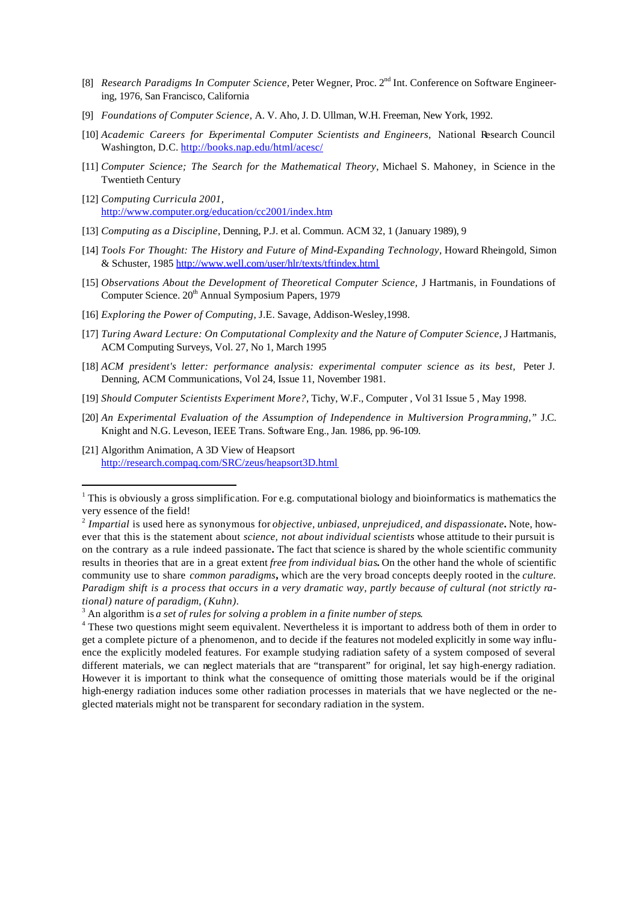[8] *Research Paradigms In Computer Science,* Peter Wegner, Proc. 2nd Int. Conference on Software Engineering, 1976, San Francisco, California

[9] *Foundations of Computer Science,* A. V. Aho, J. D. Ullman, W.H. Freeman, New York, 1992.

[10] *Academic Careers for Experimental Computer Scientists and Engineers,* National Research Council Washington, D.C. http://books.nap.edu/html/acesc/

[11] *Computer Science; The Search for the Mathematical Theory*, Michael S. Mahoney, in Science in the Twentieth Century

[12] *Computing Curricula 2001,* http://www.computer.org/education/cc2001/index.htm

[13] *Computing as a Discipline*, Denning, P.J. et al. Commun. ACM 32, 1 (January 1989), 9

[14] *Tools For Thought: The History and Future of Mind-Expanding Technology*, Howard Rheingold, Simon & Schuster, 1985 http://www.well.com/user/hlr/texts/tftindex.html

[15] *Observations About the Development of Theoretical Computer Science,* J Hartmanis, in Foundations of Computer Science. 20th Annual Symposium Papers, 1979

[16] *Exploring the Power of Computing,* J.E. Savage, Addison-Wesley,1998.

[17] *Turing Award Lecture: On Computational Complexity and the Nature of Computer Science,* J Hartmanis, ACM Computing Surveys, Vol. 27, No 1, March 1995

[18] *ACM president's letter: performance analysis: experimental computer science as its best,* Peter J. Denning, ACM Communications, Vol 24, Issue 11, November 1981.

[19] *Should Computer Scientists Experiment More?*, Tichy, W.F., Computer , Vol 31 Issue 5 , May 1998.

[20] *An Experimental Evaluation of the Assumption of Independence in Multiversion Programming,"* J.C. Knight and N.G. Leveson, IEEE Trans. Software Eng., Jan. 1986, pp. 96-109.

[21] Algorithm Animation, A 3D View of Heapsort http://research.compaq.com/SRC/zeus/heapsort3D.html

---

[1] This is obviously a gross simplification. For e.g. computational biology and bioinformatics is mathematics the very essence of the field!

[2] *Impartial* is used here as synonymous for *objective, unbiased, unprejudiced, and dispassionate***.** Note, however that this is the statement about *science, not about individual scientists* whose attitude to their pursuit is on the contrary as a rule indeed passionate**.** The fact that science is shared by the whole scientific community results in theories that are in a great extent *free from individual bias***.** On the other hand the whole of scientific community use to share *common paradigms***,** which are the very broad concepts deeply rooted in the *culture. Paradigm shift is a process that occurs in a very dramatic way, partly because of cultural (not strictly rational) nature of paradigm, (Kuhn).*

[3] An algorithm is *a set of rules for solving a problem in a finite number of steps*.

[4] These two questions might seem equivalent. Nevertheless it is important to address both of them in order to get a complete picture of a phenomenon, and to decide if the features not modeled explicitly in some way influence the explicitly modeled features. For example studying radiation safety of a system composed of several different materials, we can neglect materials that are "transparent" for original, let say high-energy radiation. However it is important to think what the consequence of omitting those materials would be if the original high-energy radiation induces some other radiation processes in materials that we have neglected or the neglected materials might not be transparent for secondary radiation in the system.